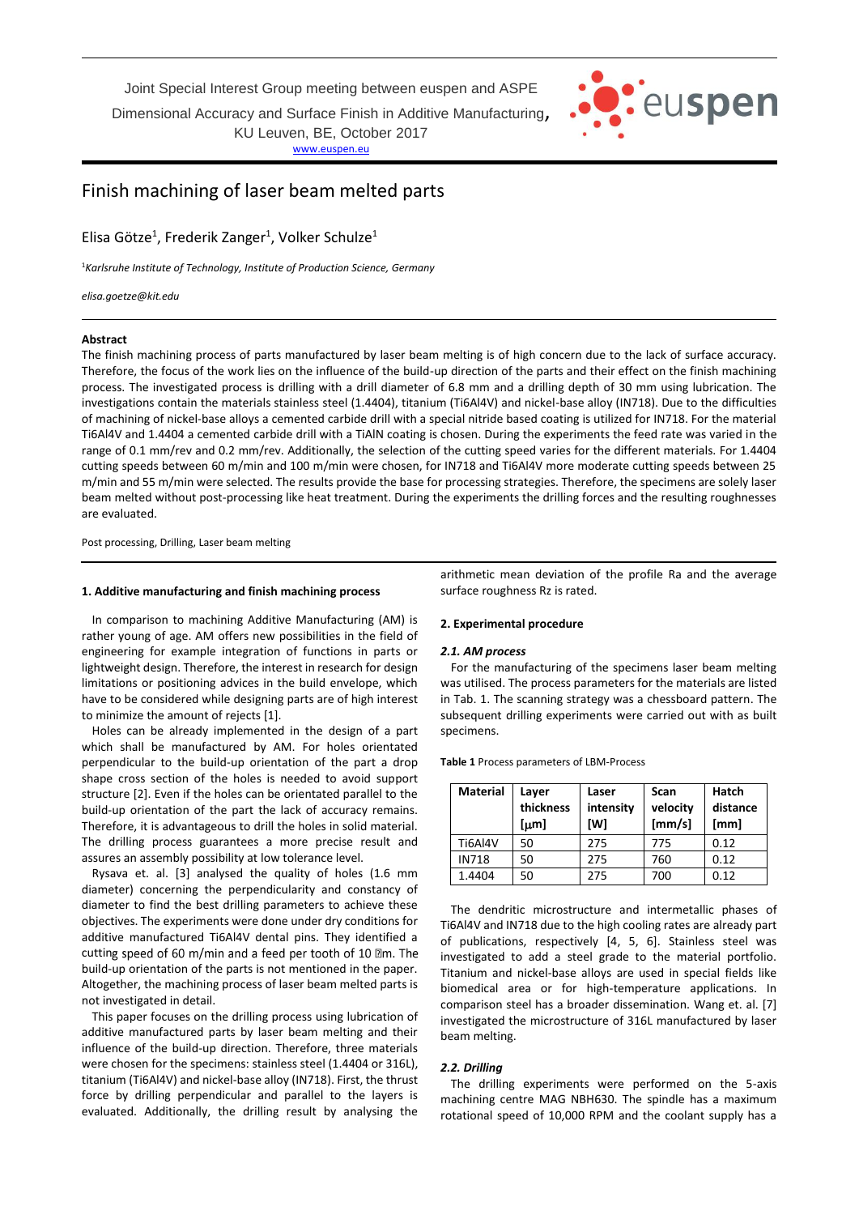Joint Special Interest Group meeting between euspen and ASPE

Dimensional Accuracy and Surface Finish in Additive Manufacturing, KU Leuven, BE, October 2017

www.euspen.eu

# Finish machining of laser beam melted parts

Elisa Götze[1], Frederik Zanger[1], Volker Schulze[1]

[1]*Karlsruhe Institute of Technology, Institute of Production Science, Germany*

*elisa.goetze@kit.edu*

**Abstract**

The finish machining process of parts manufactured by laser beam melting is of high concern due to the lack of surface accuracy. Therefore, the focus of the work lies on the influence of the build-up direction of the parts and their effect on the finish machining process. The investigated process is drilling with a drill diameter of 6.8 mm and a drilling depth of 30 mm using lubrication. The investigations contain the materials stainless steel (1.4404), titanium (Ti6Al4V) and nickel-base alloy (IN718). Due to the difficulties of machining of nickel-base alloys a cemented carbide drill with a special nitride based coating is utilized for IN718. For the material Ti6Al4V and 1.4404 a cemented carbide drill with a TiAlN coating is chosen. During the experiments the feed rate was varied in the range of 0.1 mm/rev and 0.2 mm/rev. Additionally, the selection of the cutting speed varies for the different materials. For 1.4404 cutting speeds between 60 m/min and 100 m/min were chosen, for IN718 and Ti6Al4V more moderate cutting speeds between 25 m/min and 55 m/min were selected. The results provide the base for processing strategies. Therefore, the specimens are solely laser beam melted without post-processing like heat treatment. During the experiments the drilling forces and the resulting roughnesses are evaluated.

Post processing, Drilling, Laser beam melting

## 1. Additive manufacturing and finish machining process

In comparison to machining Additive Manufacturing (AM) is rather young of age. AM offers new possibilities in the field of engineering for example integration of functions in parts or lightweight design. Therefore, the interest in research for design limitations or positioning advices in the build envelope, which have to be considered while designing parts are of high interest to minimize the amount of rejects [1].

Holes can be already implemented in the design of a part which shall be manufactured by AM. For holes orientated perpendicular to the build-up orientation of the part a drop shape cross section of the holes is needed to avoid support structure [2]. Even if the holes can be orientated parallel to the build-up orientation of the part the lack of accuracy remains. Therefore, it is advantageous to drill the holes in solid material. The drilling process guarantees a more precise result and assures an assembly possibility at low tolerance level.

Rysava et. al. [3] analysed the quality of holes (1.6 mm diameter) concerning the perpendicularity and constancy of diameter to find the best drilling parameters to achieve these objectives. The experiments were done under dry conditions for additive manufactured Ti6Al4V dental pins. They identified a cutting speed of 60 m/min and a feed per tooth of 10 μm. The build-up orientation of the parts is not mentioned in the paper. Altogether, the machining process of laser beam melted parts is not investigated in detail.

This paper focuses on the drilling process using lubrication of additive manufactured parts by laser beam melting and their influence of the build-up direction. Therefore, three materials were chosen for the specimens: stainless steel (1.4404 or 316L), titanium (Ti6Al4V) and nickel-base alloy (IN718). First, the thrust force by drilling perpendicular and parallel to the layers is evaluated. Additionally, the drilling result by analysing the arithmetic mean deviation of the profile Ra and the average surface roughness Rz is rated.

## 2. Experimental procedure

### *2.1. AM process*

For the manufacturing of the specimens laser beam melting was utilised. The process parameters for the materials are listed in Tab. 1. The scanning strategy was a chessboard pattern. The subsequent drilling experiments were carried out with as built specimens.

**Table 1** Process parameters of LBM-Process

| Material | Layer thickness [μm] | Laser intensity [W] | Scan velocity [mm/s] | Hatch distance [mm] |
|---|---|---|---|---|
| Ti6Al4V | 50 | 275 | 775 | 0.12 |
| IN718 | 50 | 275 | 760 | 0.12 |
| 1.4404 | 50 | 275 | 700 | 0.12 |

The dendritic microstructure and intermetallic phases of Ti6Al4V and IN718 due to the high cooling rates are already part of publications, respectively [4, 5, 6]. Stainless steel was investigated to add a steel grade to the material portfolio. Titanium and nickel-base alloys are used in special fields like biomedical area or for high-temperature applications. In comparison steel has a broader dissemination. Wang et. al. [7] investigated the microstructure of 316L manufactured by laser beam melting.

### *2.2. Drilling*

The drilling experiments were performed on the 5-axis machining centre MAG NBH630. The spindle has a maximum rotational speed of 10,000 RPM and the coolant supply has a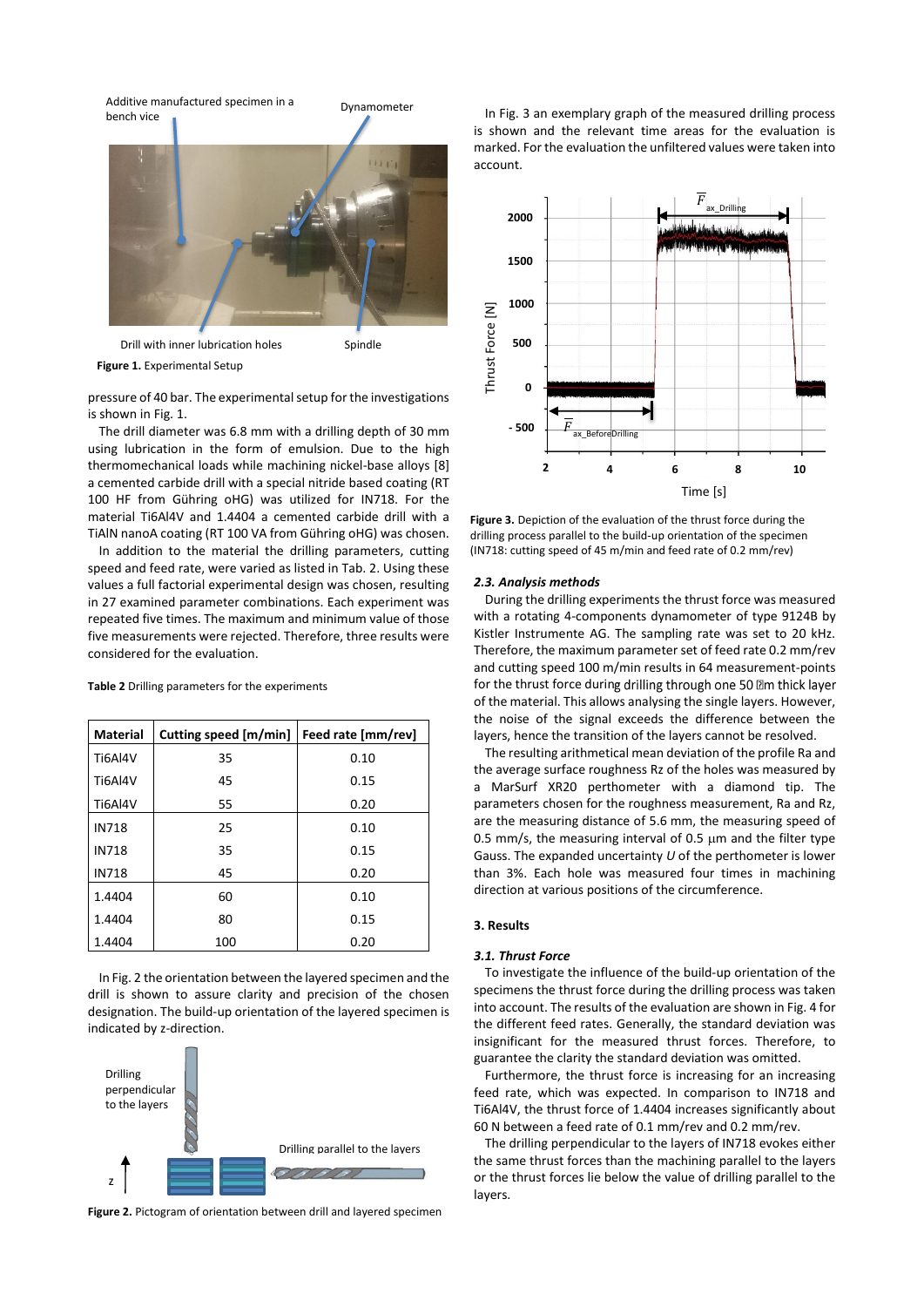Additive manufactured specimen in a bench vice

Dynamometer

Drill with inner lubrication holes

Spindle

**Figure 1.** Experimental Setup

pressure of 40 bar. The experimental setup for the investigations is shown in Fig. 1.

The drill diameter was 6.8 mm with a drilling depth of 30 mm using lubrication in the form of emulsion. Due to the high thermomechanical loads while machining nickel-base alloys [8] a cemented carbide drill with a special nitride based coating (RT 100 HF from Gühring oHG) was utilized for IN718. For the material Ti6Al4V and 1.4404 a cemented carbide drill with a TiAlN nanoA coating (RT 100 VA from Gühring oHG) was chosen.

In addition to the material the drilling parameters, cutting speed and feed rate, were varied as listed in Tab. 2. Using these values a full factorial experimental design was chosen, resulting in 27 examined parameter combinations. Each experiment was repeated five times. The maximum and minimum value of those five measurements were rejected. Therefore, three results were considered for the evaluation.

**Table 2** Drilling parameters for the experiments

| Material | Cutting speed [m/min] | Feed rate [mm/rev] |
|---|---|---|
| Ti6Al4V | 35 | 0.10 |
| Ti6Al4V | 45 | 0.15 |
| Ti6Al4V | 55 | 0.20 |
| IN718 | 25 | 0.10 |
| IN718 | 35 | 0.15 |
| IN718 | 45 | 0.20 |
| 1.4404 | 60 | 0.10 |
| 1.4404 | 80 | 0.15 |
| 1.4404 | 100 | 0.20 |

In Fig. 2 the orientation between the layered specimen and the drill is shown to assure clarity and precision of the chosen designation. The build-up orientation of the layered specimen is indicated by z-direction.

Drilling perpendicular to the layers

Drilling parallel to the layers

z

**Figure 2.** Pictogram of orientation between drill and layered specimen

In Fig. 3 an exemplary graph of the measured drilling process is shown and the relevant time areas for the evaluation is marked. For the evaluation the unfiltered values were taken into account.

$\overline{F}_{ax\_Drilling}$

$\overline{F}_{ax\_BeforeDrilling}$

Thrust Force [N]

2000
1500
1000
500
0
- 500

2
4
6
8
10

Time [s]

**Figure 3.** Depiction of the evaluation of the thrust force during the drilling process parallel to the build-up orientation of the specimen (IN718: cutting speed of 45 m/min and feed rate of 0.2 mm/rev)

### *2.3. Analysis methods*

During the drilling experiments the thrust force was measured with a rotating 4-components dynamometer of type 9124B by Kistler Instrumente AG. The sampling rate was set to 20 kHz. Therefore, the maximum parameter set of feed rate 0.2 mm/rev and cutting speed 100 m/min results in 64 measurement-points for the thrust force during drilling through one 50 µm thick layer of the material. This allows analysing the single layers. However, the noise of the signal exceeds the difference between the layers, hence the transition of the layers cannot be resolved.

The resulting arithmetical mean deviation of the profile Ra and the average surface roughness Rz of the holes was measured by a MarSurf XR20 perthometer with a diamond tip. The parameters chosen for the roughness measurement, Ra and Rz, are the measuring distance of 5.6 mm, the measuring speed of 0.5 mm/s, the measuring interval of 0.5 µm and the filter type Gauss. The expanded uncertainty *U* of the perthometer is lower than 3%. Each hole was measured four times in machining direction at various positions of the circumference.

## 3. Results

### *3.1. Thrust Force*

To investigate the influence of the build-up orientation of the specimens the thrust force during the drilling process was taken into account. The results of the evaluation are shown in Fig. 4 for the different feed rates. Generally, the standard deviation was insignificant for the measured thrust forces. Therefore, to guarantee the clarity the standard deviation was omitted.

Furthermore, the thrust force is increasing for an increasing feed rate, which was expected. In comparison to IN718 and Ti6Al4V, the thrust force of 1.4404 increases significantly about 60 N between a feed rate of 0.1 mm/rev and 0.2 mm/rev.

The drilling perpendicular to the layers of IN718 evokes either the same thrust forces than the machining parallel to the layers or the thrust forces lie below the value of drilling parallel to the layers.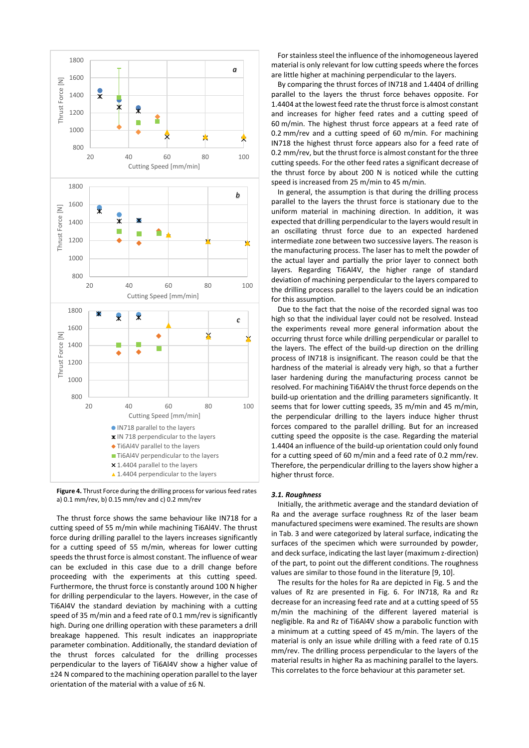1800
1600
1400
1200
1000
800
Thrust Force [N]
20 40 60 80 100
Cutting Speed [mm/min]
a

1800
1600
1400
1200
1000
800
Thrust Force [N]
20 40 60 80 100
Cutting Speed [mm/min]
b

1800
1600
1400
1200
1000
800
Thrust Force [N]
20 40 60 80 100
Cutting Speed [mm/min]
c

IN718 parallel to the layers
IN 718 perpendicular to the layers
Ti6Al4V parallel to the layers
Ti6Al4V perpendicular to the layers
1.4404 parallel to the layers
1.4404 perpendicular to the layers

**Figure 4.** Thrust Force during the drilling process for various feed rates a) 0.1 mm/rev, b) 0.15 mm/rev and c) 0.2 mm/rev

The thrust force shows the same behaviour like IN718 for a cutting speed of 55 m/min while machining Ti6Al4V. The thrust force during drilling parallel to the layers increases significantly for a cutting speed of 55 m/min, whereas for lower cutting speeds the thrust force is almost constant. The influence of wear can be excluded in this case due to a drill change before proceeding with the experiments at this cutting speed. Furthermore, the thrust force is constantly around 100 N higher for drilling perpendicular to the layers. However, in the case of Ti6Al4V the standard deviation by machining with a cutting speed of 35 m/min and a feed rate of 0.1 mm/rev is significantly high. During one drilling operation with these parameters a drill breakage happened. This result indicates an inappropriate parameter combination. Additionally, the standard deviation of the thrust forces calculated for the drilling processes perpendicular to the layers of Ti6Al4V show a higher value of ±24 N compared to the machining operation parallel to the layer orientation of the material with a value of ±6 N.

For stainless steel the influence of the inhomogeneous layered material is only relevant for low cutting speeds where the forces are little higher at machining perpendicular to the layers.

By comparing the thrust forces of IN718 and 1.4404 of drilling parallel to the layers the thrust force behaves opposite. For 1.4404 at the lowest feed rate the thrust force is almost constant and increases for higher feed rates and a cutting speed of 60 m/min. The highest thrust force appears at a feed rate of 0.2 mm/rev and a cutting speed of 60 m/min. For machining IN718 the highest thrust force appears also for a feed rate of 0.2 mm/rev, but the thrust force is almost constant for the three cutting speeds. For the other feed rates a significant decrease of the thrust force by about 200 N is noticed while the cutting speed is increased from 25 m/min to 45 m/min.

In general, the assumption is that during the drilling process parallel to the layers the thrust force is stationary due to the uniform material in machining direction. In addition, it was expected that drilling perpendicular to the layers would result in an oscillating thrust force due to an expected hardened intermediate zone between two successive layers. The reason is the manufacturing process. The laser has to melt the powder of the actual layer and partially the prior layer to connect both layers. Regarding Ti6Al4V, the higher range of standard deviation of machining perpendicular to the layers compared to the drilling process parallel to the layers could be an indication for this assumption.

Due to the fact that the noise of the recorded signal was too high so that the individual layer could not be resolved. Instead the experiments reveal more general information about the occurring thrust force while drilling perpendicular or parallel to the layers. The effect of the build-up direction on the drilling process of IN718 is insignificant. The reason could be that the hardness of the material is already very high, so that a further laser hardening during the manufacturing process cannot be resolved. For machining Ti6Al4V the thrust force depends on the build-up orientation and the drilling parameters significantly. It seems that for lower cutting speeds, 35 m/min and 45 m/min, the perpendicular drilling to the layers induce higher thrust forces compared to the parallel drilling. But for an increased cutting speed the opposite is the case. Regarding the material 1.4404 an influence of the build-up orientation could only found for a cutting speed of 60 m/min and a feed rate of 0.2 mm/rev. Therefore, the perpendicular drilling to the layers show higher a higher thrust force.

### *3.1. Roughness*

Initially, the arithmetic average and the standard deviation of Ra and the average surface roughness Rz of the laser beam manufactured specimens were examined. The results are shown in Tab. 3 and were categorized by lateral surface, indicating the surfaces of the specimen which were surrounded by powder, and deck surface, indicating the last layer (maximum z-direction) of the part, to point out the different conditions. The roughness values are similar to those found in the literature [9, 10].

The results for the holes for Ra are depicted in Fig. 5 and the values of Rz are presented in Fig. 6. For IN718, Ra and Rz decrease for an increasing feed rate and at a cutting speed of 55 m/min the machining of the different layered material is negligible. Ra and Rz of Ti6Al4V show a parabolic function with a minimum at a cutting speed of 45 m/min. The layers of the material is only an issue while drilling with a feed rate of 0.15 mm/rev. The drilling process perpendicular to the layers of the material results in higher Ra as machining parallel to the layers. This correlates to the force behaviour at this parameter set.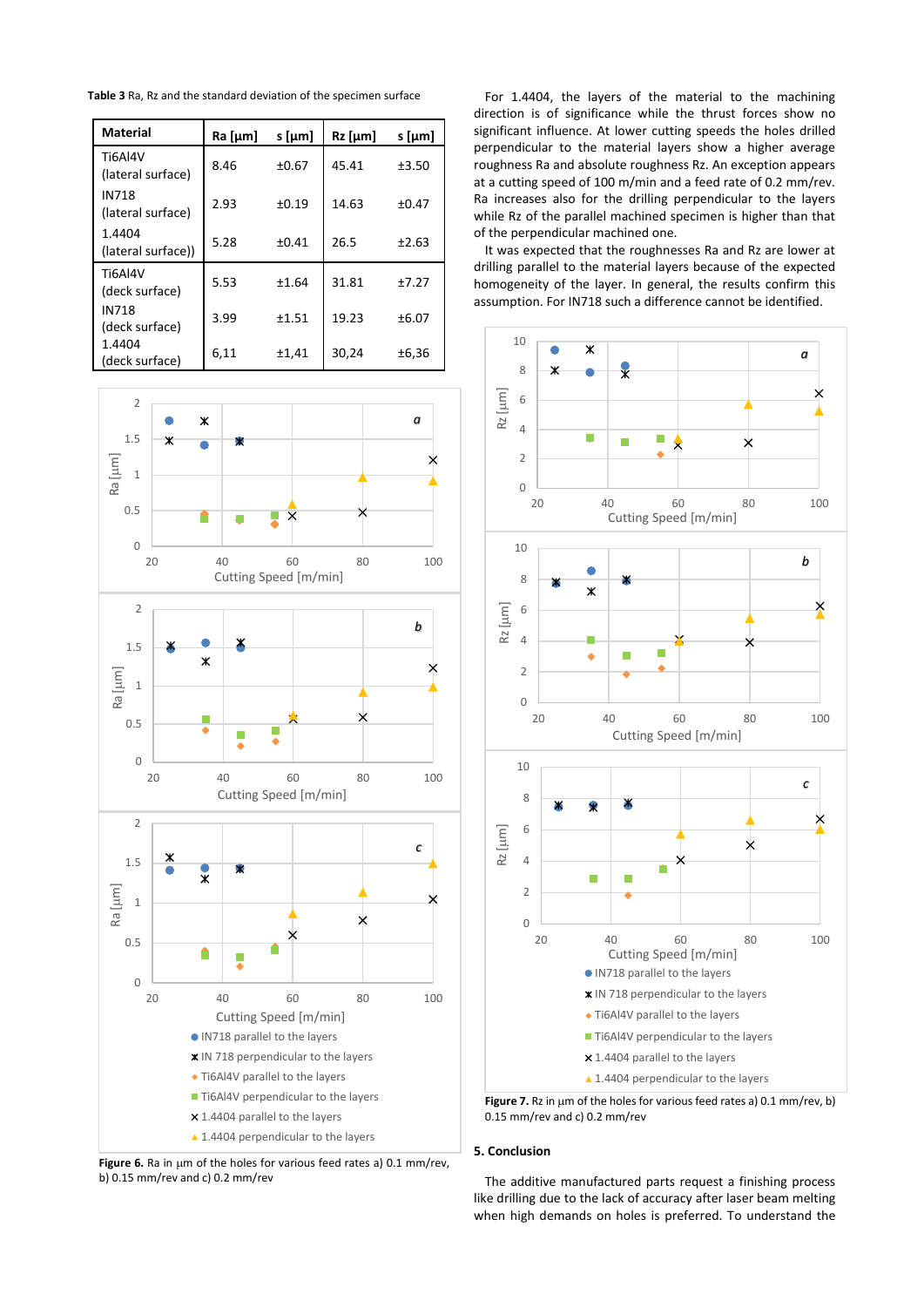**Table 3** Ra, Rz and the standard deviation of the specimen surface

| Material | Ra [µm] | s [µm] | Rz [µm] | s [µm] |
|---|---|---|---|---|
| Ti6Al4V (lateral surface) | 8.46 | ±0.67 | 45.41 | ±3.50 |
| IN718 (lateral surface) | 2.93 | ±0.19 | 14.63 | ±0.47 |
| 1.4404 (lateral surface)) | 5.28 | ±0.41 | 26.5 | ±2.63 |
| Ti6Al4V (deck surface) | 5.53 | ±1.64 | 31.81 | ±7.27 |
| IN718 (deck surface) | 3.99 | ±1.51 | 19.23 | ±6.07 |
| 1.4404 (deck surface) | 6,11 | ±1,41 | 30,24 | ±6,36 |

**Figure 6.** Ra in µm of the holes for various feed rates a) 0.1 mm/rev, b) 0.15 mm/rev and c) 0.2 mm/rev

For 1.4404, the layers of the material to the machining direction is of significance while the thrust forces show no significant influence. At lower cutting speeds the holes drilled perpendicular to the material layers show a higher average roughness Ra and absolute roughness Rz. An exception appears at a cutting speed of 100 m/min and a feed rate of 0.2 mm/rev. Ra increases also for the drilling perpendicular to the layers while Rz of the parallel machined specimen is higher than that of the perpendicular machined one.

It was expected that the roughnesses Ra and Rz are lower at drilling parallel to the material layers because of the expected homogeneity of the layer. In general, the results confirm this assumption. For IN718 such a difference cannot be identified.

**Figure 7.** Rz in µm of the holes for various feed rates a) 0.1 mm/rev, b) 0.15 mm/rev and c) 0.2 mm/rev

## 5. Conclusion

The additive manufactured parts request a finishing process like drilling due to the lack of accuracy after laser beam melting when high demands on holes is preferred. To understand the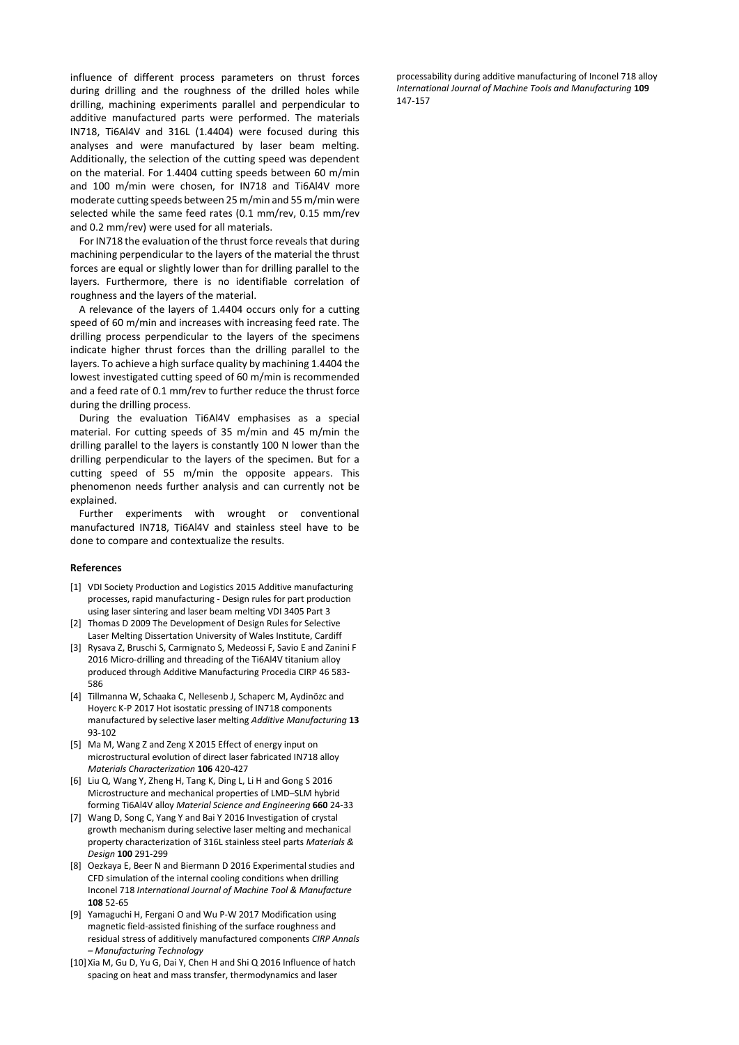influence of different process parameters on thrust forces during drilling and the roughness of the drilled holes while drilling, machining experiments parallel and perpendicular to additive manufactured parts were performed. The materials IN718, Ti6Al4V and 316L (1.4404) were focused during this analyses and were manufactured by laser beam melting. Additionally, the selection of the cutting speed was dependent on the material. For 1.4404 cutting speeds between 60 m/min and 100 m/min were chosen, for IN718 and Ti6Al4V more moderate cutting speeds between 25 m/min and 55 m/min were selected while the same feed rates (0.1 mm/rev, 0.15 mm/rev and 0.2 mm/rev) were used for all materials.

For IN718 the evaluation of the thrust force reveals that during machining perpendicular to the layers of the material the thrust forces are equal or slightly lower than for drilling parallel to the layers. Furthermore, there is no identifiable correlation of roughness and the layers of the material.

A relevance of the layers of 1.4404 occurs only for a cutting speed of 60 m/min and increases with increasing feed rate. The drilling process perpendicular to the layers of the specimens indicate higher thrust forces than the drilling parallel to the layers. To achieve a high surface quality by machining 1.4404 the lowest investigated cutting speed of 60 m/min is recommended and a feed rate of 0.1 mm/rev to further reduce the thrust force during the drilling process.

During the evaluation Ti6Al4V emphasises as a special material. For cutting speeds of 35 m/min and 45 m/min the drilling parallel to the layers is constantly 100 N lower than the drilling perpendicular to the layers of the specimen. But for a cutting speed of 55 m/min the opposite appears. This phenomenon needs further analysis and can currently not be explained.

Further experiments with wrought or conventional manufactured IN718, Ti6Al4V and stainless steel have to be done to compare and contextualize the results.

## References

[1] VDI Society Production and Logistics 2015 Additive manufacturing processes, rapid manufacturing - Design rules for part production using laser sintering and laser beam melting VDI 3405 Part 3

[2] Thomas D 2009 The Development of Design Rules for Selective Laser Melting Dissertation University of Wales Institute, Cardiff

[3] Rysava Z, Bruschi S, Carmignato S, Medeossi F, Savio E and Zanini F 2016 Micro-drilling and threading of the Ti6Al4V titanium alloy produced through Additive Manufacturing Procedia CIRP 46 583-586

[4] Tillmanna W, Schaaka C, Nellesenb J, Schaperc M, Aydinözc and Hoyerc K-P 2017 Hot isostatic pressing of IN718 components manufactured by selective laser melting *Additive Manufacturing* **13** 93-102

[5] Ma M, Wang Z and Zeng X 2015 Effect of energy input on microstructural evolution of direct laser fabricated IN718 alloy *Materials Characterization* **106** 420-427

[6] Liu Q, Wang Y, Zheng H, Tang K, Ding L, Li H and Gong S 2016 Microstructure and mechanical properties of LMD–SLM hybrid forming Ti6Al4V alloy *Material Science and Engineering* **660** 24-33

[7] Wang D, Song C, Yang Y and Bai Y 2016 Investigation of crystal growth mechanism during selective laser melting and mechanical property characterization of 316L stainless steel parts *Materials & Design* **100** 291-299

[8] Oezkaya E, Beer N and Biermann D 2016 Experimental studies and CFD simulation of the internal cooling conditions when drilling Inconel 718 *International Journal of Machine Tool & Manufacture* **108** 52-65

[9] Yamaguchi H, Fergani O and Wu P-W 2017 Modification using magnetic field-assisted finishing of the surface roughness and residual stress of additively manufactured components *CIRP Annals – Manufacturing Technology*

[10] Xia M, Gu D, Yu G, Dai Y, Chen H and Shi Q 2016 Influence of hatch spacing on heat and mass transfer, thermodynamics and laser processability during additive manufacturing of Inconel 718 alloy *International Journal of Machine Tools and Manufacturing* **109** 147-157